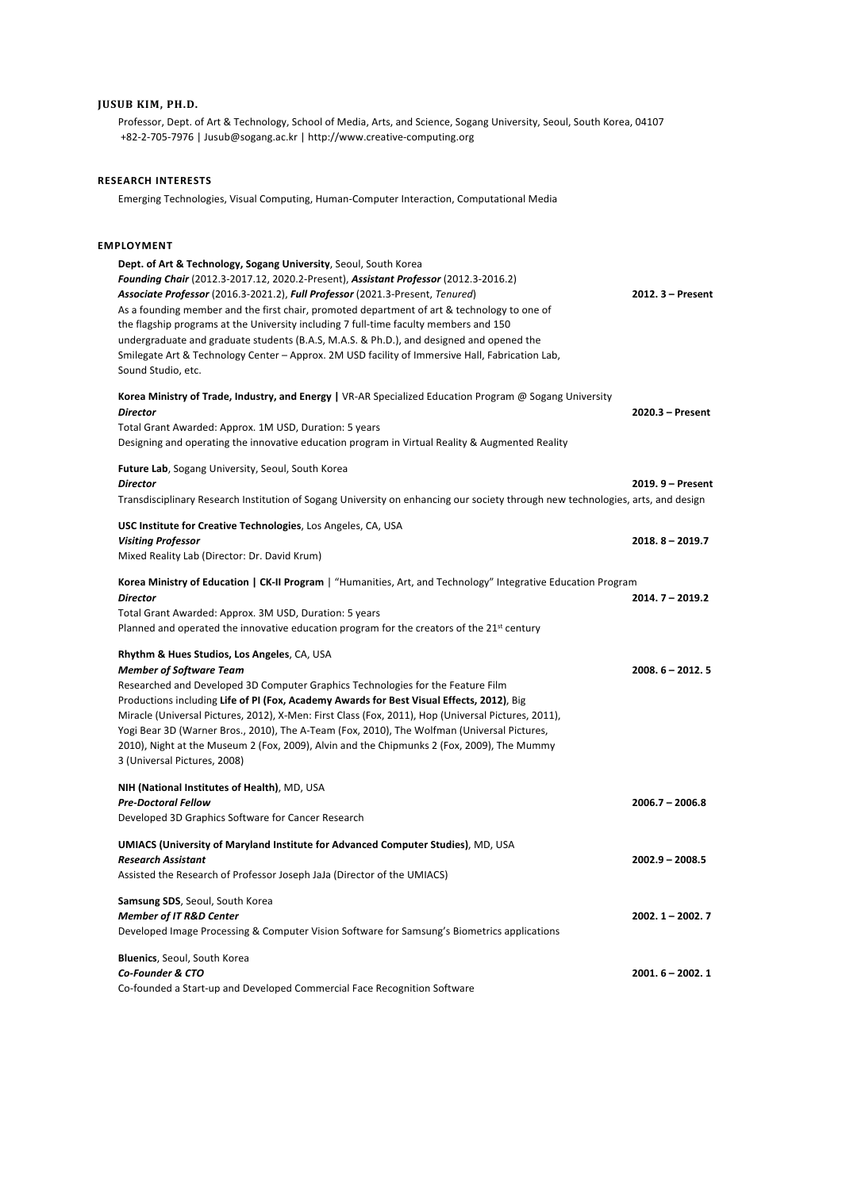# JUSUB KIM, PH.D.

Professor, Dept. of Art & Technology, School of Media, Arts, and Science, Sogang University, Seoul, South Korea, 04107
+82-2-705-7976 | Jusub@sogang.ac.kr | http://www.creative-computing.org

## RESEARCH INTERESTS

Emerging Technologies, Visual Computing, Human-Computer Interaction, Computational Media

## EMPLOYMENT

**Dept. of Art & Technology, Sogang University**, Seoul, South Korea
***Founding Chair*** (2012.3-2017.12, 2020.2-Present), ***Assistant Professor*** (2012.3-2016.2)
***Associate Professor*** (2016.3-2021.2), ***Full Professor*** (2021.3-Present, *Tenured*) — **2012. 3 – Present**
As a founding member and the first chair, promoted department of art & technology to one of the flagship programs at the University including 7 full-time faculty members and 150 undergraduate and graduate students (B.A.S, M.A.S. & Ph.D.), and designed and opened the Smilegate Art & Technology Center – Approx. 2M USD facility of Immersive Hall, Fabrication Lab, Sound Studio, etc.

**Korea Ministry of Trade, Industry, and Energy |** VR-AR Specialized Education Program @ Sogang University
***Director*** — **2020.3 – Present**
Total Grant Awarded: Approx. 1M USD, Duration: 5 years
Designing and operating the innovative education program in Virtual Reality & Augmented Reality

**Future Lab**, Sogang University, Seoul, South Korea
***Director*** — **2019. 9 – Present**
Transdisciplinary Research Institution of Sogang University on enhancing our society through new technologies, arts, and design

**USC Institute for Creative Technologies**, Los Angeles, CA, USA
***Visiting Professor*** — **2018. 8 – 2019.7**
Mixed Reality Lab (Director: Dr. David Krum)

**Korea Ministry of Education | CK-II Program** | "Humanities, Art, and Technology" Integrative Education Program
***Director*** — **2014. 7 – 2019.2**
Total Grant Awarded: Approx. 3M USD, Duration: 5 years
Planned and operated the innovative education program for the creators of the 21st century

**Rhythm & Hues Studios, Los Angeles**, CA, USA
***Member of Software Team*** — **2008. 6 – 2012. 5**
Researched and Developed 3D Computer Graphics Technologies for the Feature Film Productions including **Life of PI (Fox, Academy Awards for Best Visual Effects, 2012)**, Big Miracle (Universal Pictures, 2012), X-Men: First Class (Fox, 2011), Hop (Universal Pictures, 2011), Yogi Bear 3D (Warner Bros., 2010), The A-Team (Fox, 2010), The Wolfman (Universal Pictures, 2010), Night at the Museum 2 (Fox, 2009), Alvin and the Chipmunks 2 (Fox, 2009), The Mummy 3 (Universal Pictures, 2008)

**NIH (National Institutes of Health)**, MD, USA
***Pre-Doctoral Fellow*** — **2006.7 – 2006.8**
Developed 3D Graphics Software for Cancer Research

**UMIACS (University of Maryland Institute for Advanced Computer Studies)**, MD, USA
***Research Assistant*** — **2002.9 – 2008.5**
Assisted the Research of Professor Joseph JaJa (Director of the UMIACS)

**Samsung SDS**, Seoul, South Korea
***Member of IT R&D Center*** — **2002. 1 – 2002. 7**
Developed Image Processing & Computer Vision Software for Samsung's Biometrics applications

**Bluenics**, Seoul, South Korea
***Co-Founder & CTO*** — **2001. 6 – 2002. 1**
Co-founded a Start-up and Developed Commercial Face Recognition Software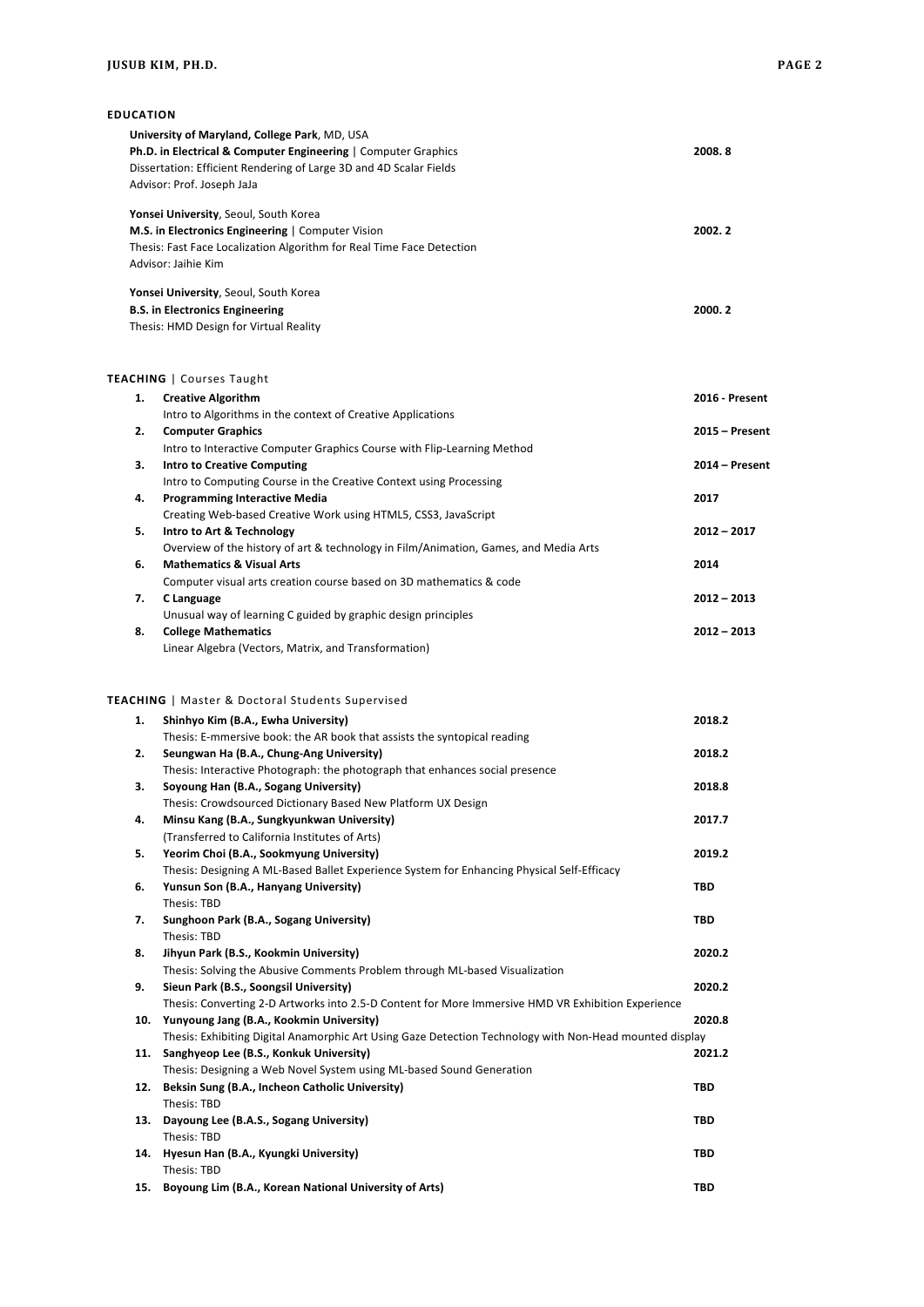## EDUCATION

**University of Maryland, College Park**, MD, USA
**Ph.D. in Electrical & Computer Engineering** | Computer Graphics — **2008. 8**
Dissertation: Efficient Rendering of Large 3D and 4D Scalar Fields
Advisor: Prof. Joseph JaJa

**Yonsei University**, Seoul, South Korea
**M.S. in Electronics Engineering** | Computer Vision — **2002. 2**
Thesis: Fast Face Localization Algorithm for Real Time Face Detection
Advisor: Jaihie Kim

**Yonsei University**, Seoul, South Korea
**B.S. in Electronics Engineering** — **2000. 2**
Thesis: HMD Design for Virtual Reality

## TEACHING | Courses Taught

1. **Creative Algorithm** — **2016 - Present**
   Intro to Algorithms in the context of Creative Applications
2. **Computer Graphics** — **2015 – Present**
   Intro to Interactive Computer Graphics Course with Flip-Learning Method
3. **Intro to Creative Computing** — **2014 – Present**
   Intro to Computing Course in the Creative Context using Processing
4. **Programming Interactive Media** — **2017**
   Creating Web-based Creative Work using HTML5, CSS3, JavaScript
5. **Intro to Art & Technology** — **2012 – 2017**
   Overview of the history of art & technology in Film/Animation, Games, and Media Arts
6. **Mathematics & Visual Arts** — **2014**
   Computer visual arts creation course based on 3D mathematics & code
7. **C Language** — **2012 – 2013**
   Unusual way of learning C guided by graphic design principles
8. **College Mathematics** — **2012 – 2013**
   Linear Algebra (Vectors, Matrix, and Transformation)

## TEACHING | Master & Doctoral Students Supervised

1. **Shinhyo Kim (B.A., Ewha University)** — **2018.2**
   Thesis: E-mmersive book: the AR book that assists the syntopical reading
2. **Seungwan Ha (B.A., Chung-Ang University)** — **2018.2**
   Thesis: Interactive Photograph: the photograph that enhances social presence
3. **Soyoung Han (B.A., Sogang University)** — **2018.8**
   Thesis: Crowdsourced Dictionary Based New Platform UX Design
4. **Minsu Kang (B.A., Sungkyunkwan University)** — **2017.7**
   (Transferred to California Institutes of Arts)
5. **Yeorim Choi (B.A., Sookmyung University)** — **2019.2**
   Thesis: Designing A ML-Based Ballet Experience System for Enhancing Physical Self-Efficacy
6. **Yunsun Son (B.A., Hanyang University)** — **TBD**
   Thesis: TBD
7. **Sunghoon Park (B.A., Sogang University)** — **TBD**
   Thesis: TBD
8. **Jihyun Park (B.S., Kookmin University)** — **2020.2**
   Thesis: Solving the Abusive Comments Problem through ML-based Visualization
9. **Sieun Park (B.S., Soongsil University)** — **2020.2**
   Thesis: Converting 2-D Artworks into 2.5-D Content for More Immersive HMD VR Exhibition Experience
10. **Yunyoung Jang (B.A., Kookmin University)** — **2020.8**
    Thesis: Exhibiting Digital Anamorphic Art Using Gaze Detection Technology with Non-Head mounted display
11. **Sanghyeop Lee (B.S., Konkuk University)** — **2021.2**
    Thesis: Designing a Web Novel System using ML-based Sound Generation
12. **Beksin Sung (B.A., Incheon Catholic University)** — **TBD**
    Thesis: TBD
13. **Dayoung Lee (B.A.S., Sogang University)** — **TBD**
    Thesis: TBD
14. **Hyesun Han (B.A., Kyungki University)** — **TBD**
    Thesis: TBD
15. **Boyoung Lim (B.A., Korean National University of Arts)** — **TBD**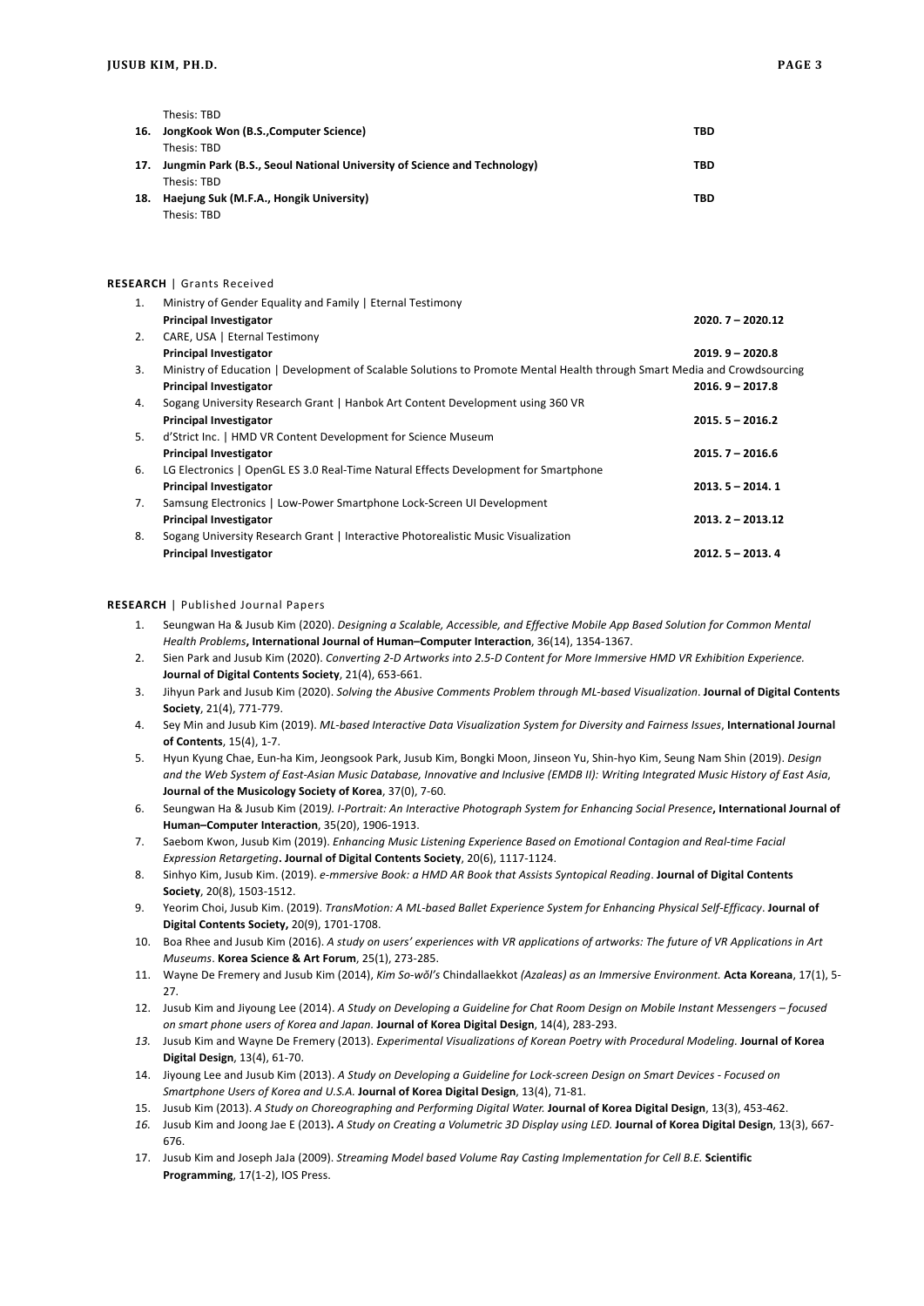Thesis: TBD

16. **JongKook Won (B.S.,Computer Science)** **TBD**
    Thesis: TBD
17. **Jungmin Park (B.S., Seoul National University of Science and Technology)** **TBD**
    Thesis: TBD
18. **Haejung Suk (M.F.A., Hongik University)** **TBD**
    Thesis: TBD

**RESEARCH** | Grants Received

1. Ministry of Gender Equality and Family | Eternal Testimony
   **Principal Investigator** **2020. 7 – 2020.12**
2. CARE, USA | Eternal Testimony
   **Principal Investigator** **2019. 9 – 2020.8**
3. Ministry of Education | Development of Scalable Solutions to Promote Mental Health through Smart Media and Crowdsourcing
   **Principal Investigator** **2016. 9 – 2017.8**
4. Sogang University Research Grant | Hanbok Art Content Development using 360 VR
   **Principal Investigator** **2015. 5 – 2016.2**
5. d'Strict Inc. | HMD VR Content Development for Science Museum
   **Principal Investigator** **2015. 7 – 2016.6**
6. LG Electronics | OpenGL ES 3.0 Real-Time Natural Effects Development for Smartphone
   **Principal Investigator** **2013. 5 – 2014. 1**
7. Samsung Electronics | Low-Power Smartphone Lock-Screen UI Development
   **Principal Investigator** **2013. 2 – 2013.12**
8. Sogang University Research Grant | Interactive Photorealistic Music Visualization
   **Principal Investigator** **2012. 5 – 2013. 4**

**RESEARCH** | Published Journal Papers

1. Seungwan Ha & Jusub Kim (2020). *Designing a Scalable, Accessible, and Effective Mobile App Based Solution for Common Mental Health Problems*, **International Journal of Human–Computer Interaction**, 36(14), 1354-1367.
2. Sien Park and Jusub Kim (2020). *Converting 2-D Artworks into 2.5-D Content for More Immersive HMD VR Exhibition Experience.* **Journal of Digital Contents Society**, 21(4), 653-661.
3. Jihyun Park and Jusub Kim (2020). *Solving the Abusive Comments Problem through ML-based Visualization*. **Journal of Digital Contents Society**, 21(4), 771-779.
4. Sey Min and Jusub Kim (2019). *ML-based Interactive Data Visualization System for Diversity and Fairness Issues*, **International Journal of Contents**, 15(4), 1-7.
5. Hyun Kyung Chae, Eun-ha Kim, Jeongsook Park, Jusub Kim, Bongki Moon, Jinseon Yu, Shin-hyo Kim, Seung Nam Shin (2019). *Design and the Web System of East-Asian Music Database, Innovative and Inclusive (EMDB II): Writing Integrated Music History of East Asia*, **Journal of the Musicology Society of Korea**, 37(0), 7-60.
6. Seungwan Ha & Jusub Kim (2019*). I-Portrait: An Interactive Photograph System for Enhancing Social Presence***, International Journal of Human–Computer Interaction**, 35(20), 1906-1913.
7. Saebom Kwon, Jusub Kim (2019). *Enhancing Music Listening Experience Based on Emotional Contagion and Real-time Facial Expression Retargeting***. Journal of Digital Contents Society**, 20(6), 1117-1124.
8. Sinhyo Kim, Jusub Kim. (2019). *e-mmersive Book: a HMD AR Book that Assists Syntopical Reading*. **Journal of Digital Contents Society**, 20(8), 1503-1512.
9. Yeorim Choi, Jusub Kim. (2019). *TransMotion: A ML-based Ballet Experience System for Enhancing Physical Self-Efficacy*. **Journal of Digital Contents Society,** 20(9), 1701-1708.
10. Boa Rhee and Jusub Kim (2016). *A study on users' experiences with VR applications of artworks: The future of VR Applications in Art Museums*. **Korea Science & Art Forum**, 25(1), 273-285.
11. Wayne De Fremery and Jusub Kim (2014), *Kim So-wŏl's* Chindallaekkot *(Azaleas) as an Immersive Environment.* **Acta Koreana**, 17(1), 5-27.
12. Jusub Kim and Jiyoung Lee (2014). *A Study on Developing a Guideline for Chat Room Design on Mobile Instant Messengers – focused on smart phone users of Korea and Japan*. **Journal of Korea Digital Design**, 14(4), 283-293.
13. Jusub Kim and Wayne De Fremery (2013). *Experimental Visualizations of Korean Poetry with Procedural Modeling.* **Journal of Korea Digital Design**, 13(4), 61-70.
14. Jiyoung Lee and Jusub Kim (2013). *A Study on Developing a Guideline for Lock-screen Design on Smart Devices - Focused on Smartphone Users of Korea and U.S.A.* **Journal of Korea Digital Design**, 13(4), 71-81.
15. Jusub Kim (2013). *A Study on Choreographing and Performing Digital Water.* **Journal of Korea Digital Design**, 13(3), 453-462.
16. Jusub Kim and Joong Jae E (2013)**.** *A Study on Creating a Volumetric 3D Display using LED.* **Journal of Korea Digital Design**, 13(3), 667-676.
17. Jusub Kim and Joseph JaJa (2009). *Streaming Model based Volume Ray Casting Implementation for Cell B.E.* **Scientific Programming**, 17(1-2), IOS Press.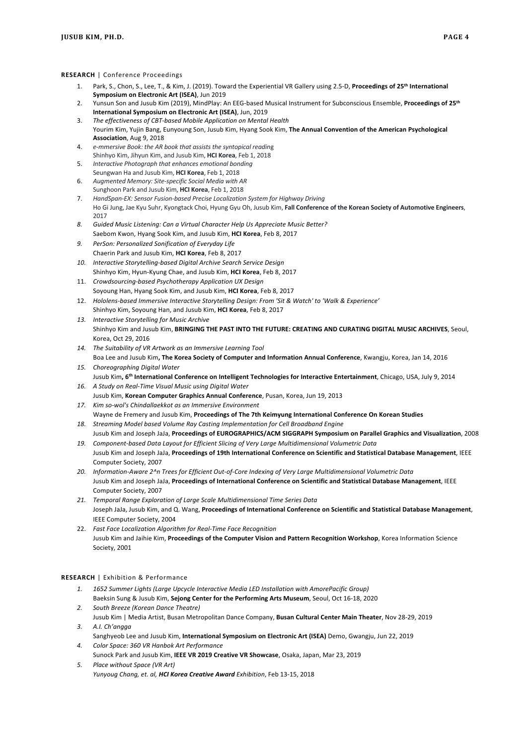**RESEARCH** | Conference Proceedings

1. Park, S., Chon, S., Lee, T., & Kim, J. (2019). Toward the Experiential VR Gallery using 2.5-D, **Proceedings of 25th International Symposium on Electronic Art (ISEA)**, Jun 2019
2. Yunsun Son and Jusub Kim (2019), MindPlay: An EEG-based Musical Instrument for Subconscious Ensemble, **Proceedings of 25th International Symposium on Electronic Art (ISEA)**, Jun, 2019
3. *The effectiveness of CBT-based Mobile Application on Mental Health*
   Yourim Kim, Yujin Bang, Eunyoung Son, Jusub Kim, Hyang Sook Kim, **The Annual Convention of the American Psychological Association**, Aug 9, 2018
4. *e-mmersive Book: the AR book that assists the syntopical reading*
   Shinhyo Kim, Jihyun Kim, and Jusub Kim, **HCI Korea**, Feb 1, 2018
5. *Interactive Photograph that enhances emotional bonding*
   Seungwan Ha and Jusub Kim, **HCI Korea**, Feb 1, 2018
6. *Augmented Memory: Site-specific Social Media with AR*
   Sunghoon Park and Jusub Kim, **HCI Korea**, Feb 1, 2018
7. *HandSpan-EX: Sensor Fusion-based Precise Localization System for Highway Driving*
   Ho Gi Jung, Jae Kyu Suhr, Kyongtack Choi, Hyung Gyu Oh, Jusub Kim, **Fall Conference of the Korean Society of Automotive Engineers**, 2017
8. *Guided Music Listening: Can a Virtual Character Help Us Appreciate Music Better?*
   Saebom Kwon, Hyang Sook Kim, and Jusub Kim, **HCI Korea**, Feb 8, 2017
9. *PerSon: Personalized Sonification of Everyday Life*
   Chaerin Park and Jusub Kim, **HCI Korea**, Feb 8, 2017
10. *Interactive Storytelling-based Digital Archive Search Service Design*
    Shinhyo Kim, Hyun-Kyung Chae, and Jusub Kim, **HCI Korea**, Feb 8, 2017
11. *Crowdsourcing-based Psychotherapy Application UX Design*
    Soyoung Han, Hyang Sook Kim, and Jusub Kim, **HCI Korea**, Feb 8, 2017
12. *Hololens-based Immersive Interactive Storytelling Design: From 'Sit & Watch' to 'Walk & Experience'*
    Shinhyo Kim, Soyoung Han, and Jusub Kim, **HCI Korea**, Feb 8, 2017
13. *Interactive Storytelling for Music Archive*
    Shinhyo Kim and Jusub Kim, **BRINGING THE PAST INTO THE FUTURE: CREATING AND CURATING DIGITAL MUSIC ARCHIVES**, Seoul, Korea, Oct 29, 2016
14. *The Suitability of VR Artwork as an Immersive Learning Tool*
    Boa Lee and Jusub Kim**, The Korea Society of Computer and Information Annual Conference**, Kwangju, Korea, Jan 14, 2016
15. *Choreographing Digital Water*
    Jusub Kim**, 6th International Conference on Intelligent Technologies for Interactive Entertainment**, Chicago, USA, July 9, 2014
16. *A Study on Real-Time Visual Music using Digital Water*
    Jusub Kim, **Korean Computer Graphics Annual Conference**, Pusan, Korea, Jun 19, 2013
17. *Kim so-wol's Chindallaekkot as an Immersive Environment*
    Wayne de Fremery and Jusub Kim, **Proceedings of The 7th Keimyung International Conference On Korean Studies**
18. *Streaming Model based Volume Ray Casting Implementation for Cell Broadband Engine*
    Jusub Kim and Joseph JaJa, **Proceedings of EUROGRAPHICS/ACM SIGGRAPH Symposium on Parallel Graphics and Visualization**, 2008
19. *Component-based Data Layout for Efficient Slicing of Very Large Multidimensional Volumetric Data*
    Jusub Kim and Joseph JaJa, **Proceedings of 19th International Conference on Scientific and Statistical Database Management**, IEEE Computer Society, 2007
20. *Information-Aware 2^n Trees for Efficient Out-of-Core Indexing of Very Large Multidimensional Volumetric Data*
    Jusub Kim and Joseph JaJa, **Proceedings of International Conference on Scientific and Statistical Database Management**, IEEE Computer Society, 2007
21. *Temporal Range Exploration of Large Scale Multidimensional Time Series Data*
    Joseph JaJa, Jusub Kim, and Q. Wang, **Proceedings of International Conference on Scientific and Statistical Database Management**, IEEE Computer Society, 2004
22. *Fast Face Localization Algorithm for Real-Time Face Recognition*
    Jusub Kim and Jaihie Kim, **Proceedings of the Computer Vision and Pattern Recognition Workshop**, Korea Information Science Society, 2001

**RESEARCH** | Exhibition & Performance

1. *1652 Summer Lights (Large Upcycle Interactive Media LED Installation with AmorePacific Group)*
   Baeksin Sung & Jusub Kim, **Sejong Center for the Performing Arts Museum**, Seoul, Oct 16-18, 2020
2. *South Breeze (Korean Dance Theatre)*
   Jusub Kim | Media Artist, Busan Metropolitan Dance Company, **Busan Cultural Center Main Theater**, Nov 28-29, 2019
3. *A.I. Ch'angga*
   Sanghyeob Lee and Jusub Kim, **International Symposium on Electronic Art (ISEA)** Demo, Gwangju, Jun 22, 2019
4. *Color Space: 360 VR Hanbok Art Performance*
   Sunock Park and Jusub Kim, **IEEE VR 2019 Creative VR Showcase**, Osaka, Japan, Mar 23, 2019
5. *Place without Space (VR Art)*
   *Yunyoug Chang, et. al, **HCI Korea Creative Award** Exhibition*, Feb 13-15, 2018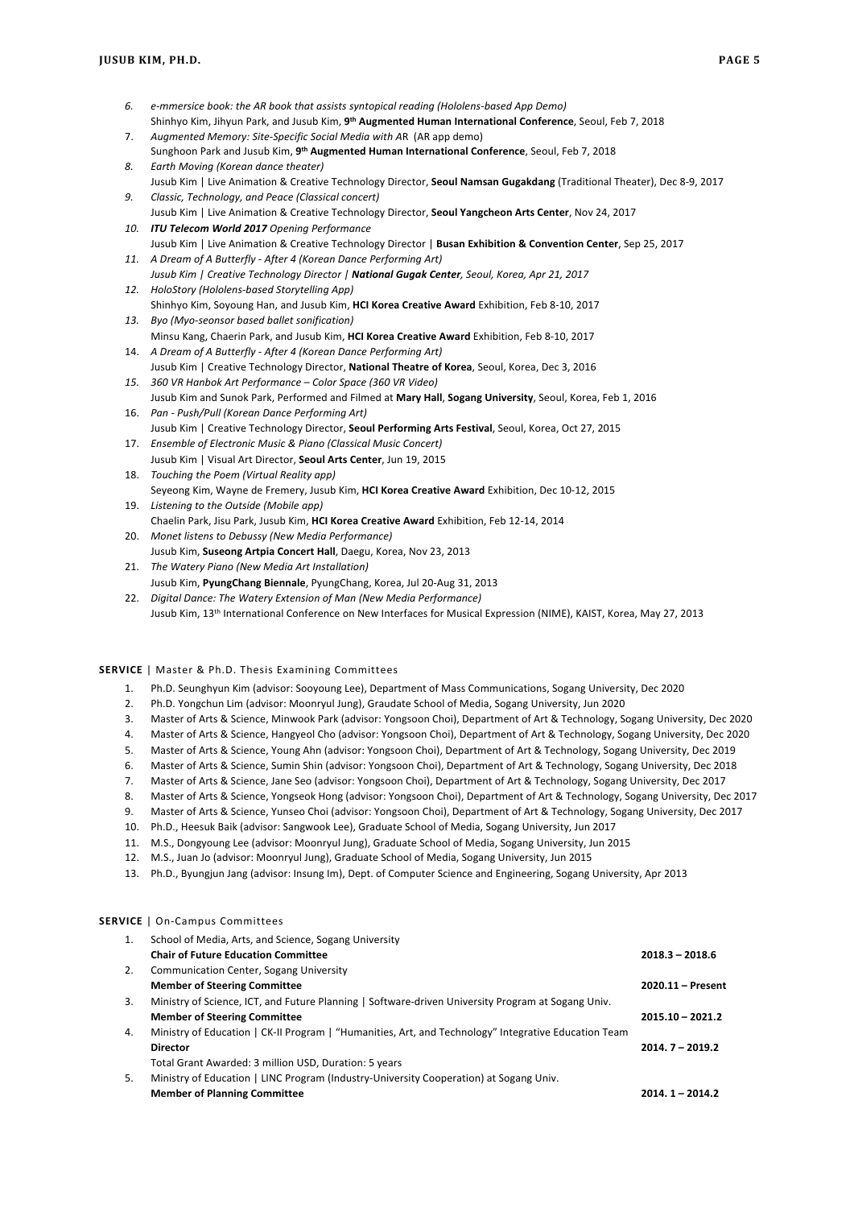6. *e-mmersice book: the AR book that assists syntopical reading (Hololens-based App Demo)*
   Shinhyo Kim, Jihyun Park, and Jusub Kim, **9th Augmented Human International Conference**, Seoul, Feb 7, 2018
7. *Augmented Memory: Site-Specific Social Media with A*R (AR app demo)
   Sunghoon Park and Jusub Kim, **9th Augmented Human International Conference**, Seoul, Feb 7, 2018
8. *Earth Moving (Korean dance theater)*
   Jusub Kim | Live Animation & Creative Technology Director, **Seoul Namsan Gugakdang** (Traditional Theater), Dec 8-9, 2017
9. *Classic, Technology, and Peace (Classical concert)*
   Jusub Kim | Live Animation & Creative Technology Director, **Seoul Yangcheon Arts Center**, Nov 24, 2017
10. ***ITU Telecom World 2017** Opening Performance*
    Jusub Kim | Live Animation & Creative Technology Director | **Busan Exhibition & Convention Center**, Sep 25, 2017
11. *A Dream of A Butterfly - After 4 (Korean Dance Performing Art)*
    *Jusub Kim | Creative Technology Director | **National Gugak Center**, Seoul, Korea, Apr 21, 2017*
12. *HoloStory (Hololens-based Storytelling App)*
    Shinhyo Kim, Soyoung Han, and Jusub Kim, **HCI Korea Creative Award** Exhibition, Feb 8-10, 2017
13. *Byo (Myo-seonsor based ballet sonification)*
    Minsu Kang, Chaerin Park, and Jusub Kim, **HCI Korea Creative Award** Exhibition, Feb 8-10, 2017
14. *A Dream of A Butterfly - After 4 (Korean Dance Performing Art)*
    Jusub Kim | Creative Technology Director, **National Theatre of Korea**, Seoul, Korea, Dec 3, 2016
15. *360 VR Hanbok Art Performance – Color Space (360 VR Video)*
    Jusub Kim and Sunok Park, Performed and Filmed at **Mary Hall**, **Sogang University**, Seoul, Korea, Feb 1, 2016
16. *Pan - Push/Pull (Korean Dance Performing Art)*
    Jusub Kim | Creative Technology Director, **Seoul Performing Arts Festival**, Seoul, Korea, Oct 27, 2015
17. *Ensemble of Electronic Music & Piano (Classical Music Concert)*
    Jusub Kim | Visual Art Director, **Seoul Arts Center**, Jun 19, 2015
18. *Touching the Poem (Virtual Reality app)*
    Seyeong Kim, Wayne de Fremery, Jusub Kim, **HCI Korea Creative Award** Exhibition, Dec 10-12, 2015
19. *Listening to the Outside (Mobile app)*
    Chaelin Park, Jisu Park, Jusub Kim, **HCI Korea Creative Award** Exhibition, Feb 12-14, 2014
20. *Monet listens to Debussy (New Media Performance)*
    Jusub Kim, **Suseong Artpia Concert Hall**, Daegu, Korea, Nov 23, 2013
21. *The Watery Piano (New Media Art Installation)*
    Jusub Kim, **PyungChang Biennale**, PyungChang, Korea, Jul 20-Aug 31, 2013
22. *Digital Dance: The Watery Extension of Man (New Media Performance)*
    Jusub Kim, 13th International Conference on New Interfaces for Musical Expression (NIME), KAIST, Korea, May 27, 2013

## SERVICE | Master & Ph.D. Thesis Examining Committees

1. Ph.D. Seunghyun Kim (advisor: Sooyoung Lee), Department of Mass Communications, Sogang University, Dec 2020
2. Ph.D. Yongchun Lim (advisor: Moonryul Jung), Graudate School of Media, Sogang University, Jun 2020
3. Master of Arts & Science, Minwook Park (advisor: Yongsoon Choi), Department of Art & Technology, Sogang University, Dec 2020
4. Master of Arts & Science, Hangyeol Cho (advisor: Yongsoon Choi), Department of Art & Technology, Sogang University, Dec 2020
5. Master of Arts & Science, Young Ahn (advisor: Yongsoon Choi), Department of Art & Technology, Sogang University, Dec 2019
6. Master of Arts & Science, Sumin Shin (advisor: Yongsoon Choi), Department of Art & Technology, Sogang University, Dec 2018
7. Master of Arts & Science, Jane Seo (advisor: Yongsoon Choi), Department of Art & Technology, Sogang University, Dec 2017
8. Master of Arts & Science, Yongseok Hong (advisor: Yongsoon Choi), Department of Art & Technology, Sogang University, Dec 2017
9. Master of Arts & Science, Yunseo Choi (advisor: Yongsoon Choi), Department of Art & Technology, Sogang University, Dec 2017
10. Ph.D., Heesuk Baik (advisor: Sangwook Lee), Graduate School of Media, Sogang University, Jun 2017
11. M.S., Dongyoung Lee (advisor: Moonryul Jung), Graduate School of Media, Sogang University, Jun 2015
12. M.S., Juan Jo (advisor: Moonryul Jung), Graduate School of Media, Sogang University, Jun 2015
13. Ph.D., Byungjun Jang (advisor: Insung Im), Dept. of Computer Science and Engineering, Sogang University, Apr 2013

## SERVICE | On-Campus Committees

1. School of Media, Arts, and Science, Sogang University
   **Chair of Future Education Committee** — **2018.3 – 2018.6**
2. Communication Center, Sogang University
   **Member of Steering Committee** — **2020.11 – Present**
3. Ministry of Science, ICT, and Future Planning | Software-driven University Program at Sogang Univ.
   **Member of Steering Committee** — **2015.10 – 2021.2**
4. Ministry of Education | CK-II Program | "Humanities, Art, and Technology" Integrative Education Team
   **Director** — **2014. 7 – 2019.2**
   Total Grant Awarded: 3 million USD, Duration: 5 years
5. Ministry of Education | LINC Program (Industry-University Cooperation) at Sogang Univ.
   **Member of Planning Committee** — **2014. 1 – 2014.2**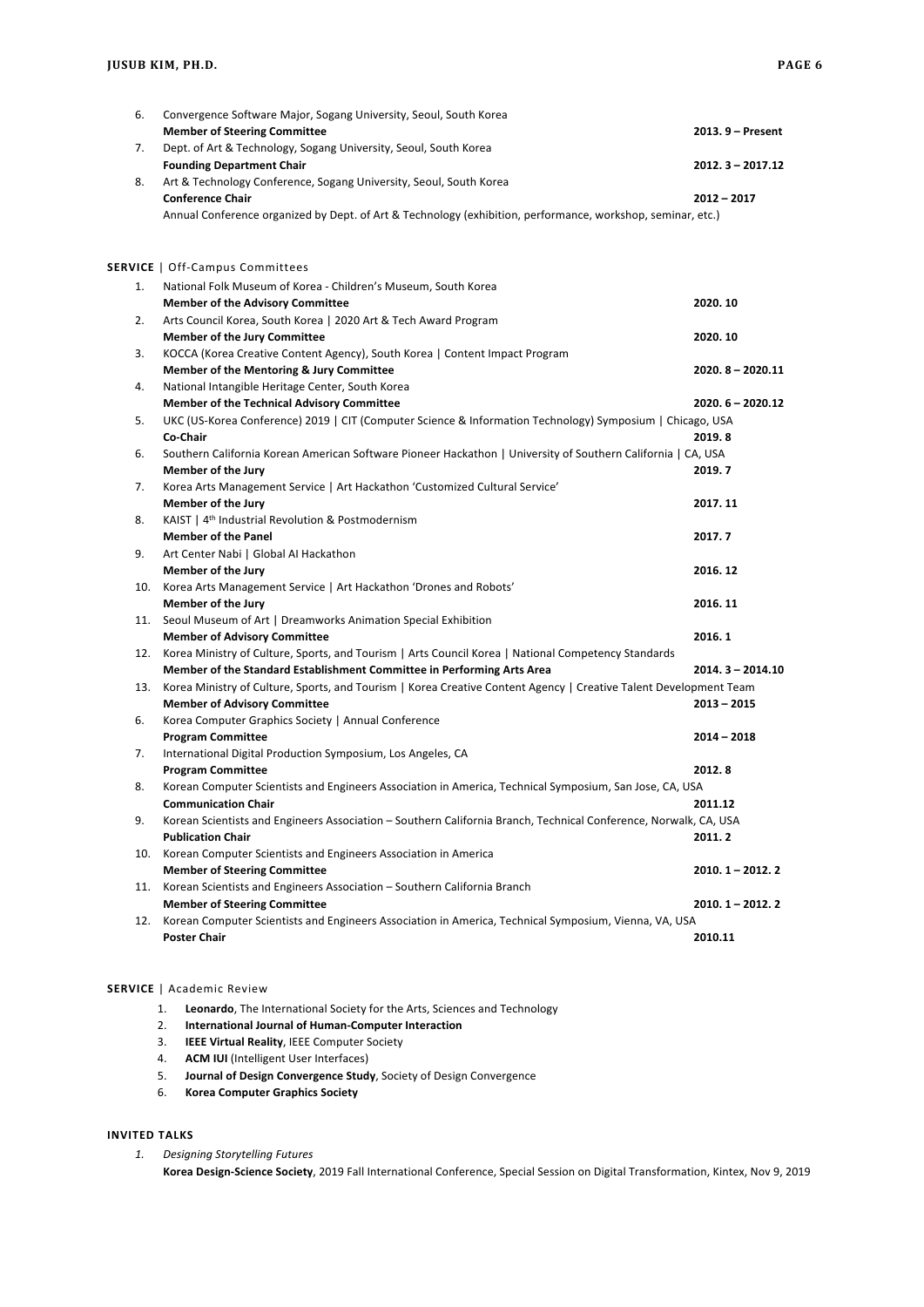6. Convergence Software Major, Sogang University, Seoul, South Korea
   **Member of Steering Committee** **2013. 9 – Present**
7. Dept. of Art & Technology, Sogang University, Seoul, South Korea
   **Founding Department Chair** **2012. 3 – 2017.12**
8. Art & Technology Conference, Sogang University, Seoul, South Korea
   **Conference Chair** **2012 – 2017**
   Annual Conference organized by Dept. of Art & Technology (exhibition, performance, workshop, seminar, etc.)

**SERVICE** | Off-Campus Committees

1. National Folk Museum of Korea - Children's Museum, South Korea
   **Member of the Advisory Committee** **2020. 10**
2. Arts Council Korea, South Korea | 2020 Art & Tech Award Program
   **Member of the Jury Committee** **2020. 10**
3. KOCCA (Korea Creative Content Agency), South Korea | Content Impact Program
   **Member of the Mentoring & Jury Committee** **2020. 8 – 2020.11**
4. National Intangible Heritage Center, South Korea
   **Member of the Technical Advisory Committee** **2020. 6 – 2020.12**
5. UKC (US-Korea Conference) 2019 | CIT (Computer Science & Information Technology) Symposium | Chicago, USA
   **Co-Chair** **2019. 8**
6. Southern California Korean American Software Pioneer Hackathon | University of Southern California | CA, USA
   **Member of the Jury** **2019. 7**
7. Korea Arts Management Service | Art Hackathon 'Customized Cultural Service'
   **Member of the Jury** **2017. 11**
8. KAIST | 4th Industrial Revolution & Postmodernism
   **Member of the Panel** **2017. 7**
9. Art Center Nabi | Global AI Hackathon
   **Member of the Jury** **2016. 12**
10. Korea Arts Management Service | Art Hackathon 'Drones and Robots'
    **Member of the Jury** **2016. 11**
11. Seoul Museum of Art | Dreamworks Animation Special Exhibition
    **Member of Advisory Committee** **2016. 1**
12. Korea Ministry of Culture, Sports, and Tourism | Arts Council Korea | National Competency Standards
    **Member of the Standard Establishment Committee in Performing Arts Area** **2014. 3 – 2014.10**
13. Korea Ministry of Culture, Sports, and Tourism | Korea Creative Content Agency | Creative Talent Development Team
    **Member of Advisory Committee** **2013 – 2015**

6. Korea Computer Graphics Society | Annual Conference
   **Program Committee** **2014 – 2018**
7. International Digital Production Symposium, Los Angeles, CA
   **Program Committee** **2012. 8**
8. Korean Computer Scientists and Engineers Association in America, Technical Symposium, San Jose, CA, USA
   **Communication Chair** **2011.12**
9. Korean Scientists and Engineers Association – Southern California Branch, Technical Conference, Norwalk, CA, USA
   **Publication Chair** **2011. 2**
10. Korean Computer Scientists and Engineers Association in America
    **Member of Steering Committee** **2010. 1 – 2012. 2**
11. Korean Scientists and Engineers Association – Southern California Branch
    **Member of Steering Committee** **2010. 1 – 2012. 2**
12. Korean Computer Scientists and Engineers Association in America, Technical Symposium, Vienna, VA, USA
    **Poster Chair** **2010.11**

**SERVICE** | Academic Review

1. **Leonardo**, The International Society for the Arts, Sciences and Technology
2. **International Journal of Human-Computer Interaction**
3. **IEEE Virtual Reality**, IEEE Computer Society
4. **ACM IUI** (Intelligent User Interfaces)
5. **Journal of Design Convergence Study**, Society of Design Convergence
6. **Korea Computer Graphics Society**

**INVITED TALKS**

1. *Designing Storytelling Futures*
   **Korea Design-Science Society**, 2019 Fall International Conference, Special Session on Digital Transformation, Kintex, Nov 9, 2019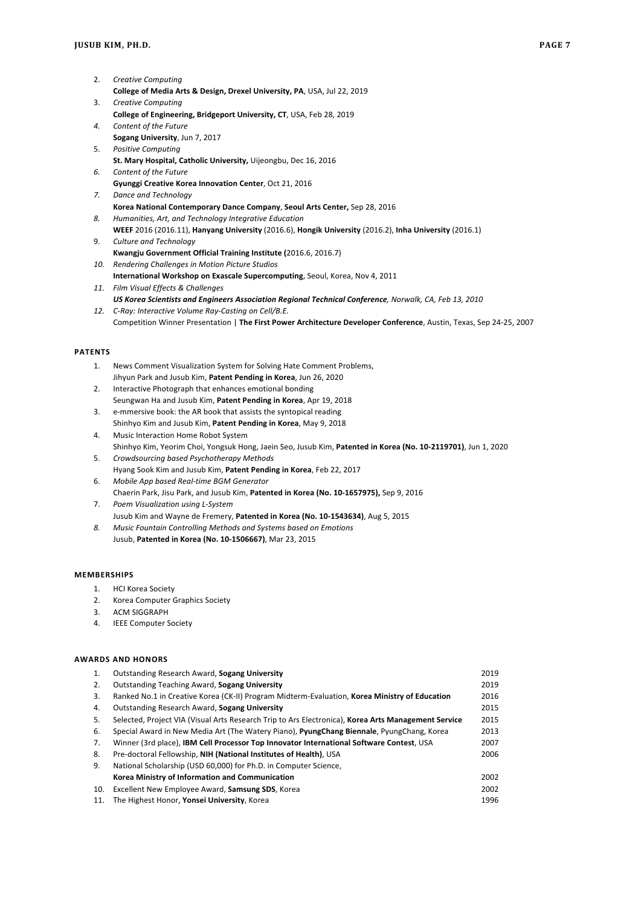2. *Creative Computing*
   **College of Media Arts & Design, Drexel University, PA**, USA, Jul 22, 2019
3. *Creative Computing*
   **College of Engineering, Bridgeport University, CT**, USA, Feb 28, 2019
4. *Content of the Future*
   **Sogang University**, Jun 7, 2017
5. *Positive Computing*
   **St. Mary Hospital, Catholic University,** Uijeongbu, Dec 16, 2016
6. *Content of the Future*
   **Gyunggi Creative Korea Innovation Center**, Oct 21, 2016
7. *Dance and Technology*
   **Korea National Contemporary Dance Company**, **Seoul Arts Center,** Sep 28, 2016
8. *Humanities, Art, and Technology Integrative Education*
   **WEEF** 2016 (2016.11), **Hanyang University** (2016.6), **Hongik University** (2016.2), **Inha University** (2016.1)
9. *Culture and Technology*
   **Kwangju Government Official Training Institute (**2016.6, 2016.7)
10. *Rendering Challenges in Motion Picture Studios*
    **International Workshop on Exascale Supercomputing**, Seoul, Korea, Nov 4, 2011
11. *Film Visual Effects & Challenges*
    ***US Korea Scientists and Engineers Association Regional Technical Conference****, Norwalk, CA, Feb 13, 2010*
12. *C-Ray: Interactive Volume Ray-Casting on Cell/B.E.*
    Competition Winner Presentation | **The First Power Architecture Developer Conference**, Austin, Texas, Sep 24-25, 2007

## PATENTS

1. News Comment Visualization System for Solving Hate Comment Problems,
   Jihyun Park and Jusub Kim, **Patent Pending in Korea**, Jun 26, 2020
2. Interactive Photograph that enhances emotional bonding
   Seungwan Ha and Jusub Kim, **Patent Pending in Korea**, Apr 19, 2018
3. e-mmersive book: the AR book that assists the syntopical reading
   Shinhyo Kim and Jusub Kim, **Patent Pending in Korea**, May 9, 2018
4. Music Interaction Home Robot System
   Shinhyo Kim, Yeorim Choi, Yongsuk Hong, Jaein Seo, Jusub Kim, **Patented in Korea (No. 10-2119701)**, Jun 1, 2020
5. *Crowdsourcing based Psychotherapy Methods*
   Hyang Sook Kim and Jusub Kim, **Patent Pending in Korea**, Feb 22, 2017
6. *Mobile App based Real-time BGM Generator*
   Chaerin Park, Jisu Park, and Jusub Kim, **Patented in Korea (No. 10-1657975),** Sep 9, 2016
7. *Poem Visualization using L-System*
   Jusub Kim and Wayne de Fremery, **Patented in Korea (No. 10-1543634)**, Aug 5, 2015
8. *Music Fountain Controlling Methods and Systems based on Emotions*
   Jusub, **Patented in Korea (No. 10-1506667)**, Mar 23, 2015

## MEMBERSHIPS

1. HCI Korea Society
2. Korea Computer Graphics Society
3. ACM SIGGRAPH
4. IEEE Computer Society

## AWARDS AND HONORS

1. Outstanding Research Award, **Sogang University** — 2019
2. Outstanding Teaching Award, **Sogang University** — 2019
3. Ranked No.1 in Creative Korea (CK-II) Program Midterm-Evaluation, **Korea Ministry of Education** — 2016
4. Outstanding Research Award, **Sogang University** — 2015
5. Selected, Project VIA (Visual Arts Research Trip to Ars Electronica), **Korea Arts Management Service** — 2015
6. Special Award in New Media Art (The Watery Piano), **PyungChang Biennale**, PyungChang, Korea — 2013
7. Winner (3rd place), **IBM Cell Processor Top Innovator International Software Contest**, USA — 2007
8. Pre-doctoral Fellowship, **NIH (National Institutes of Health)**, USA — 2006
9. National Scholarship (USD 60,000) for Ph.D. in Computer Science,
   **Korea Ministry of Information and Communication** — 2002
10. Excellent New Employee Award, **Samsung SDS**, Korea — 2002
11. The Highest Honor, **Yonsei University**, Korea — 1996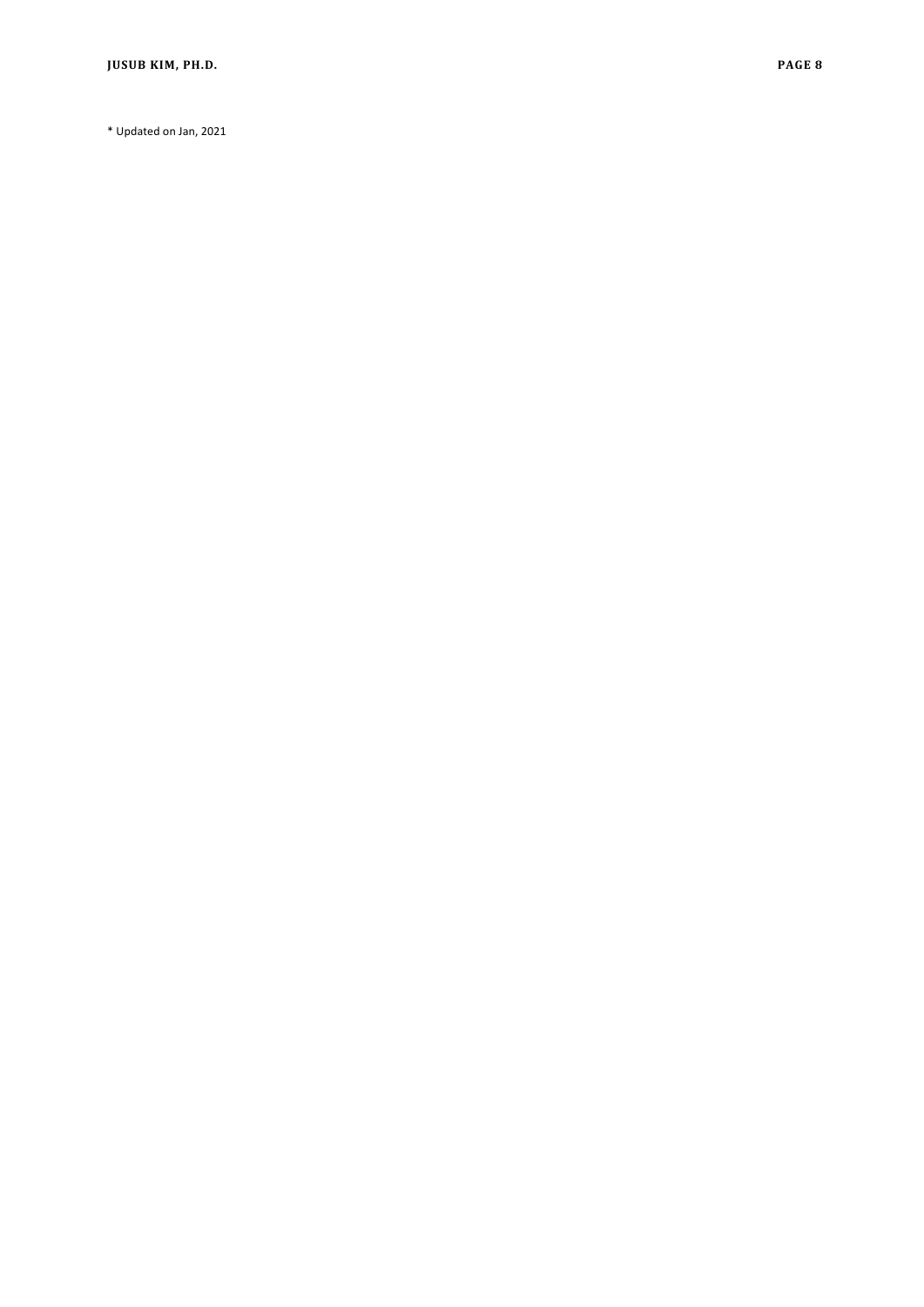* Updated on Jan, 2021